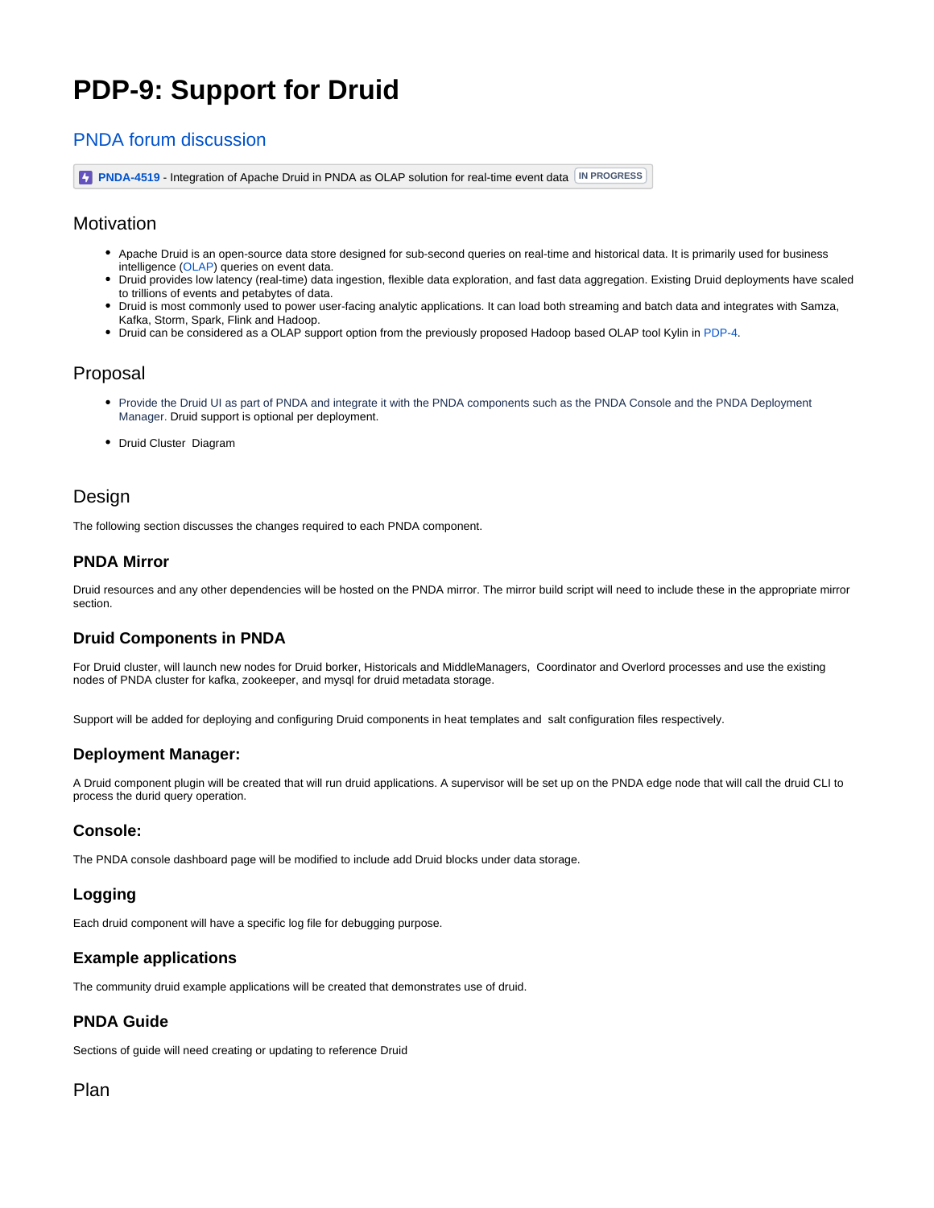# PDP-9: Support for Druid

## PNDA forum discussion

PNDA-4519 - Integration of Apache Druid in PNDA as OLAP solution for real-time event data IN PROGRESS

## Motivation

- Apache Druid is an open-source data store designed for sub-second queries on real-time and historical data. It is primarily used for business intelligence (OLAP) queries on event data.
- Druid provides low latency (real-time) data ingestion, flexible data exploration, and fast data aggregation. Existing Druid deployments have scaled to trillions of events and petabytes of data.
- Druid is most commonly used to power user-facing analytic applications. It can load both streaming and batch data and integrates with Samza, Kafka, Storm, Spark, Flink and Hadoop.
- Druid can be considered as a OLAP support option from the previously proposed Hadoop based OLAP tool Kylin in PDP-4.

## Proposal

- Provide the Druid UI as part of PNDA and integrate it with the PNDA components such as the PNDA Console and the PNDA Deployment Manager. Druid support is optional per deployment.
- Druid Cluster Diagram

## Design

The following section discusses the changes required to each PNDA component.

### PNDA Mirror

Druid resources and any other dependencies will be hosted on the PNDA mirror. The mirror build script will need to include these in the appropriate mirror section.

### Druid Components in PNDA

For Druid cluster, will launch new nodes for Druid borker, Historicals and MiddleManagers, Coordinator and Overlord processes and use the existing nodes of PNDA cluster for kafka, zookeeper, and mysql for druid metadata storage.

Support will be added for deploying and configuring Druid components in heat templates and salt configuration files respectively.

### Deployment Manager:

A Druid component plugin will be created that will run druid applications. A supervisor will be set up on the PNDA edge node that will call the druid CLI to process the durid query operation.

### Console:

The PNDA console dashboard page will be modified to include add Druid blocks under data storage.

### Logging

Each druid component will have a specific log file for debugging purpose.

### Example applications

The community druid example applications will be created that demonstrates use of druid.

### PNDA Guide

Sections of guide will need creating or updating to reference Druid

## Plan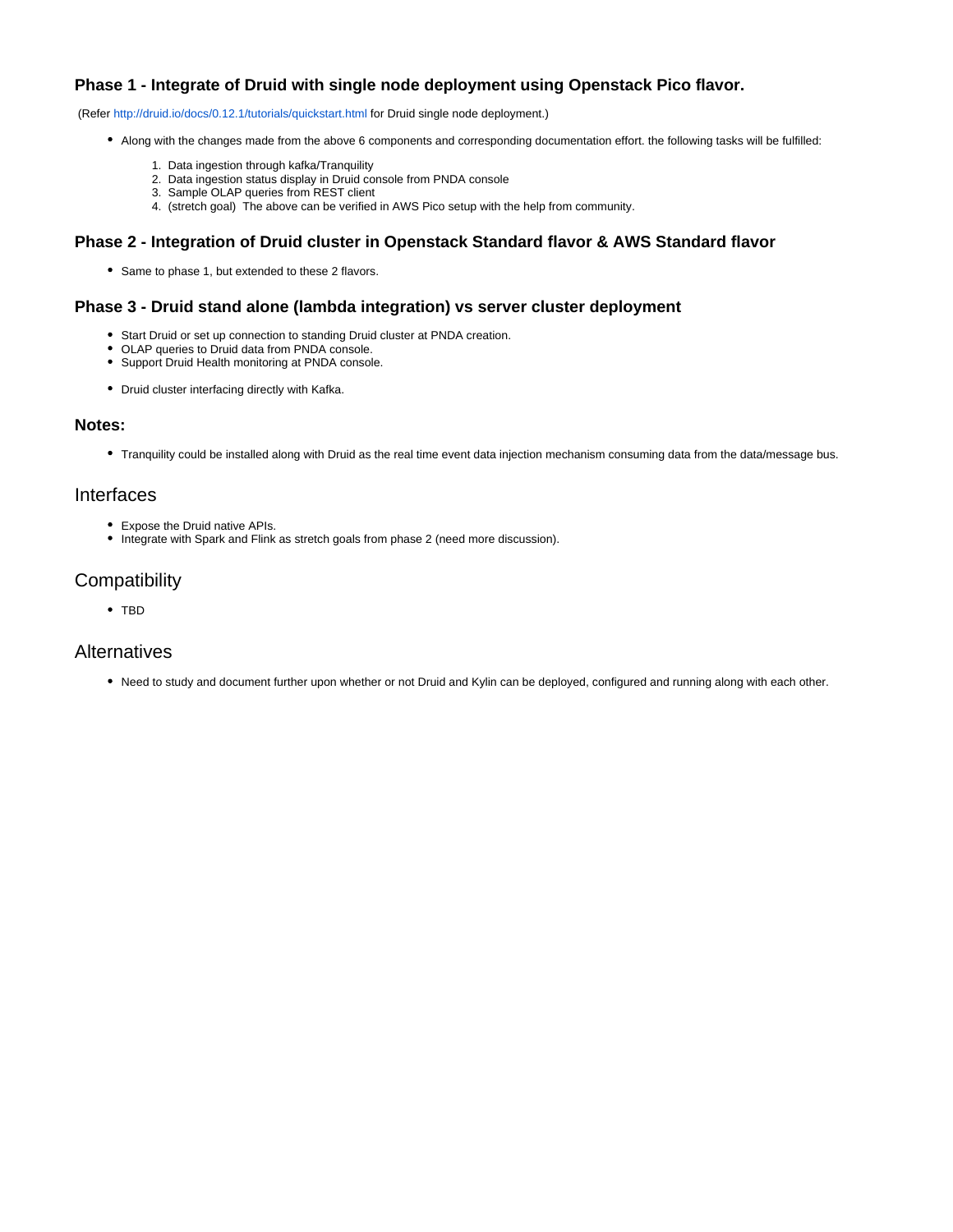### Phase 1 - Integrate of Druid with single node deployment using Openstack Pico flavor.

(Refer http://druid.io/docs/0.12.1/tutorials/quickstart.html for Druid single node deployment.)

- Along with the changes made from the above 6 components and corresponding documentation effort. the following tasks will be fulfilled:
  1. Data ingestion through kafka/Tranquility
  2. Data ingestion status display in Druid console from PNDA console
  3. Sample OLAP queries from REST client
  4. (stretch goal) The above can be verified in AWS Pico setup with the help from community.

### Phase 2 - Integration of Druid cluster in Openstack Standard flavor & AWS Standard flavor

- Same to phase 1, but extended to these 2 flavors.

### Phase 3 - Druid stand alone (lambda integration) vs server cluster deployment

- Start Druid or set up connection to standing Druid cluster at PNDA creation.
- OLAP queries to Druid data from PNDA console.
- Support Druid Health monitoring at PNDA console.

- Druid cluster interfacing directly with Kafka.

### Notes:

- Tranquility could be installed along with Druid as the real time event data injection mechanism consuming data from the data/message bus.

## Interfaces

- Expose the Druid native APIs.
- Integrate with Spark and Flink as stretch goals from phase 2 (need more discussion).

## Compatibility

- TBD

## Alternatives

- Need to study and document further upon whether or not Druid and Kylin can be deployed, configured and running along with each other.